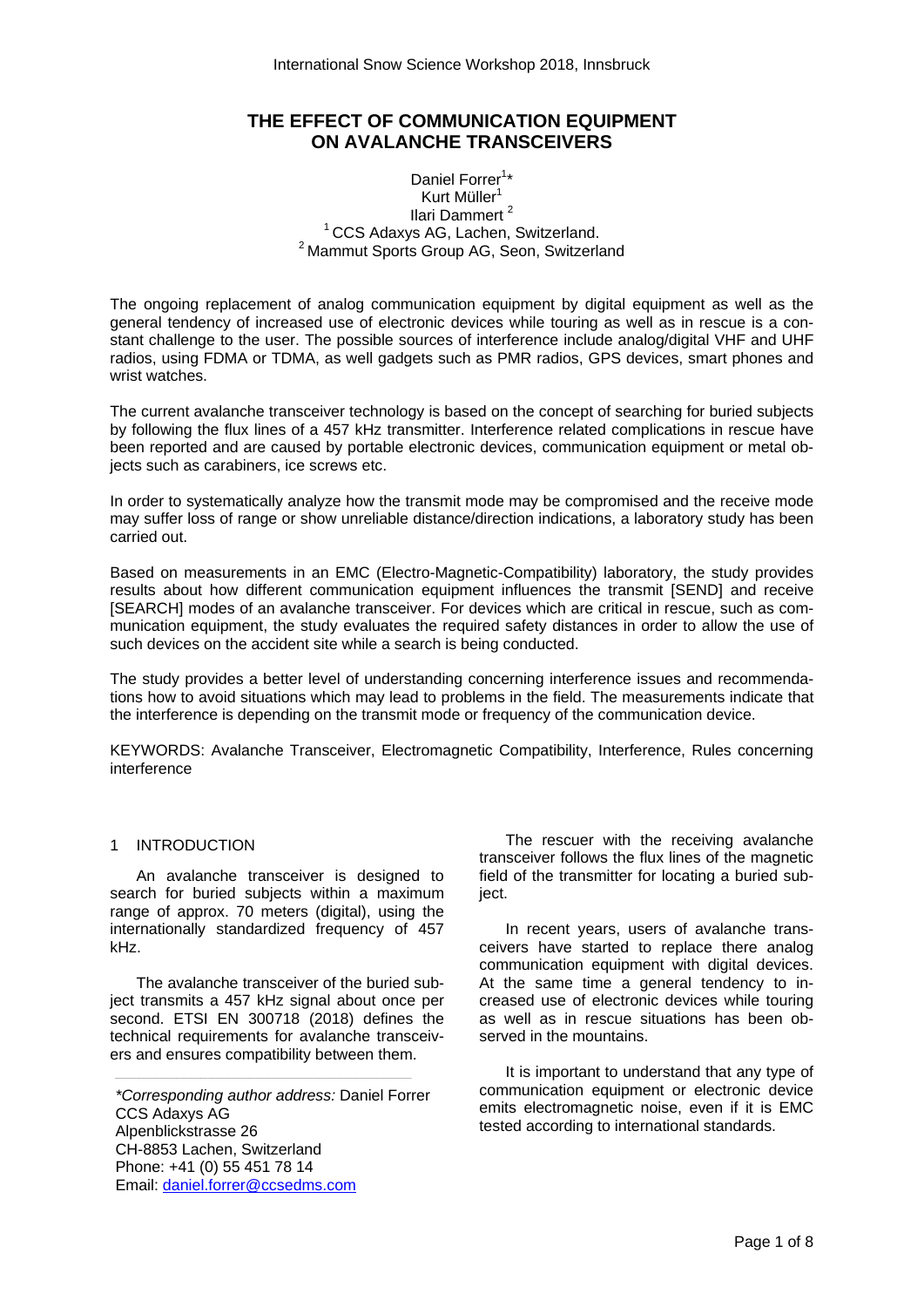# THE EFFECT OF COMMUNICATION EQUIPMENT ON AVALANCHE TRANSCEIVERS

Daniel Forrer[1]*
Kurt Müller[1]
Ilari Dammert [2]
[1] CCS Adaxys AG, Lachen, Switzerland.
[2] Mammut Sports Group AG, Seon, Switzerland

The ongoing replacement of analog communication equipment by digital equipment as well as the general tendency of increased use of electronic devices while touring as well as in rescue is a constant challenge to the user. The possible sources of interference include analog/digital VHF and UHF radios, using FDMA or TDMA, as well gadgets such as PMR radios, GPS devices, smart phones and wrist watches.

The current avalanche transceiver technology is based on the concept of searching for buried subjects by following the flux lines of a 457 kHz transmitter. Interference related complications in rescue have been reported and are caused by portable electronic devices, communication equipment or metal objects such as carabiners, ice screws etc.

In order to systematically analyze how the transmit mode may be compromised and the receive mode may suffer loss of range or show unreliable distance/direction indications, a laboratory study has been carried out.

Based on measurements in an EMC (Electro-Magnetic-Compatibility) laboratory, the study provides results about how different communication equipment influences the transmit [SEND] and receive [SEARCH] modes of an avalanche transceiver. For devices which are critical in rescue, such as communication equipment, the study evaluates the required safety distances in order to allow the use of such devices on the accident site while a search is being conducted.

The study provides a better level of understanding concerning interference issues and recommendations how to avoid situations which may lead to problems in the field. The measurements indicate that the interference is depending on the transmit mode or frequency of the communication device.

KEYWORDS: Avalanche Transceiver, Electromagnetic Compatibility, Interference, Rules concerning interference

## 1 INTRODUCTION

An avalanche transceiver is designed to search for buried subjects within a maximum range of approx. 70 meters (digital), using the internationally standardized frequency of 457 kHz.

The avalanche transceiver of the buried subject transmits a 457 kHz signal about once per second. ETSI EN 300718 (2018) defines the technical requirements for avalanche transceivers and ensures compatibility between them.

The rescuer with the receiving avalanche transceiver follows the flux lines of the magnetic field of the transmitter for locating a buried subject.

In recent years, users of avalanche transceivers have started to replace there analog communication equipment with digital devices. At the same time a general tendency to increased use of electronic devices while touring as well as in rescue situations has been observed in the mountains.

It is important to understand that any type of communication equipment or electronic device emits electromagnetic noise, even if it is EMC tested according to international standards.

*Corresponding author address:* Daniel Forrer
CCS Adaxys AG
Alpenblickstrasse 26
CH-8853 Lachen, Switzerland
Phone: +41 (0) 55 451 78 14
Email: daniel.forrer@ccsedms.com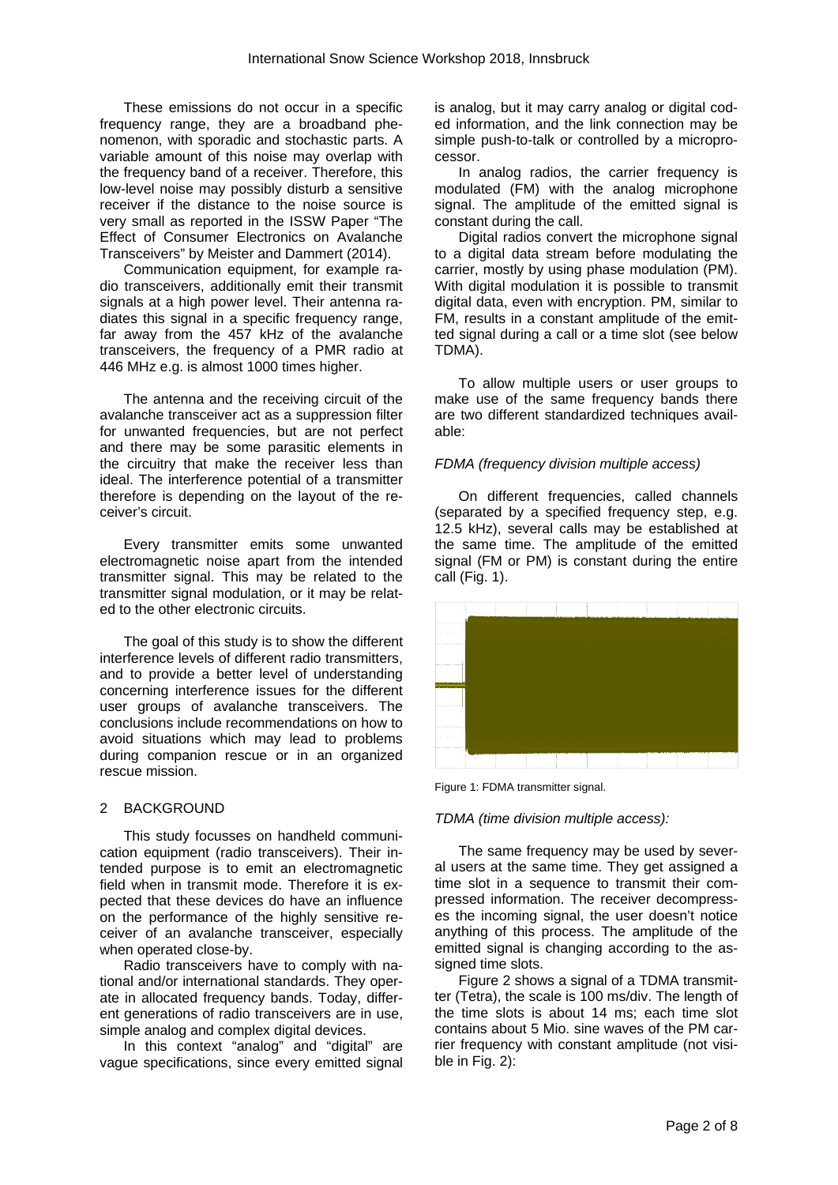These emissions do not occur in a specific frequency range, they are a broadband phenomenon, with sporadic and stochastic parts. A variable amount of this noise may overlap with the frequency band of a receiver. Therefore, this low-level noise may possibly disturb a sensitive receiver if the distance to the noise source is very small as reported in the ISSW Paper "The Effect of Consumer Electronics on Avalanche Transceivers" by Meister and Dammert (2014).

Communication equipment, for example radio transceivers, additionally emit their transmit signals at a high power level. Their antenna radiates this signal in a specific frequency range, far away from the 457 kHz of the avalanche transceivers, the frequency of a PMR radio at 446 MHz e.g. is almost 1000 times higher.

The antenna and the receiving circuit of the avalanche transceiver act as a suppression filter for unwanted frequencies, but are not perfect and there may be some parasitic elements in the circuitry that make the receiver less than ideal. The interference potential of a transmitter therefore is depending on the layout of the receiver's circuit.

Every transmitter emits some unwanted electromagnetic noise apart from the intended transmitter signal. This may be related to the transmitter signal modulation, or it may be related to the other electronic circuits.

The goal of this study is to show the different interference levels of different radio transmitters, and to provide a better level of understanding concerning interference issues for the different user groups of avalanche transceivers. The conclusions include recommendations on how to avoid situations which may lead to problems during companion rescue or in an organized rescue mission.

## 2 BACKGROUND

This study focusses on handheld communication equipment (radio transceivers). Their intended purpose is to emit an electromagnetic field when in transmit mode. Therefore it is expected that these devices do have an influence on the performance of the highly sensitive receiver of an avalanche transceiver, especially when operated close-by.

Radio transceivers have to comply with national and/or international standards. They operate in allocated frequency bands. Today, different generations of radio transceivers are in use, simple analog and complex digital devices.

In this context "analog" and "digital" are vague specifications, since every emitted signal is analog, but it may carry analog or digital coded information, and the link connection may be simple push-to-talk or controlled by a microprocessor.

In analog radios, the carrier frequency is modulated (FM) with the analog microphone signal. The amplitude of the emitted signal is constant during the call.

Digital radios convert the microphone signal to a digital data stream before modulating the carrier, mostly by using phase modulation (PM). With digital modulation it is possible to transmit digital data, even with encryption. PM, similar to FM, results in a constant amplitude of the emitted signal during a call or a time slot (see below TDMA).

To allow multiple users or user groups to make use of the same frequency bands there are two different standardized techniques available:

*FDMA (frequency division multiple access)*

On different frequencies, called channels (separated by a specified frequency step, e.g. 12.5 kHz), several calls may be established at the same time. The amplitude of the emitted signal (FM or PM) is constant during the entire call (Fig. 1).

Figure 1: FDMA transmitter signal.

*TDMA (time division multiple access):*

The same frequency may be used by several users at the same time. They get assigned a time slot in a sequence to transmit their compressed information. The receiver decompresses the incoming signal, the user doesn't notice anything of this process. The amplitude of the emitted signal is changing according to the assigned time slots.

Figure 2 shows a signal of a TDMA transmitter (Tetra), the scale is 100 ms/div. The length of the time slots is about 14 ms; each time slot contains about 5 Mio. sine waves of the PM carrier frequency with constant amplitude (not visible in Fig. 2):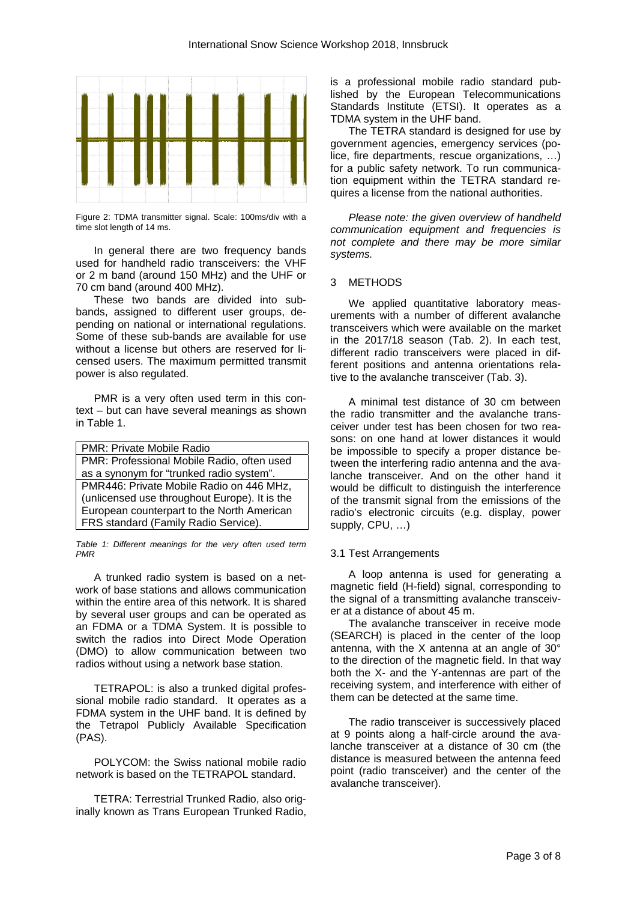Figure 2: TDMA transmitter signal. Scale: 100ms/div with a time slot length of 14 ms.

In general there are two frequency bands used for handheld radio transceivers: the VHF or 2 m band (around 150 MHz) and the UHF or 70 cm band (around 400 MHz).

These two bands are divided into sub-bands, assigned to different user groups, depending on national or international regulations. Some of these sub-bands are available for use without a license but others are reserved for licensed users. The maximum permitted transmit power is also regulated.

PMR is a very often used term in this context – but can have several meanings as shown in Table 1.

| PMR: Private Mobile Radio |
|---|
| PMR: Professional Mobile Radio, often used as a synonym for "trunked radio system". |
| PMR446: Private Mobile Radio on 446 MHz, (unlicensed use throughout Europe). It is the European counterpart to the North American FRS standard (Family Radio Service). |

*Table 1: Different meanings for the very often used term PMR*

A trunked radio system is based on a network of base stations and allows communication within the entire area of this network. It is shared by several user groups and can be operated as an FDMA or a TDMA System. It is possible to switch the radios into Direct Mode Operation (DMO) to allow communication between two radios without using a network base station.

TETRAPOL: is also a trunked digital professional mobile radio standard. It operates as a FDMA system in the UHF band. It is defined by the Tetrapol Publicly Available Specification (PAS).

POLYCOM: the Swiss national mobile radio network is based on the TETRAPOL standard.

TETRA: Terrestrial Trunked Radio, also originally known as Trans European Trunked Radio, is a professional mobile radio standard published by the European Telecommunications Standards Institute (ETSI). It operates as a TDMA system in the UHF band.

The TETRA standard is designed for use by government agencies, emergency services (police, fire departments, rescue organizations, …) for a public safety network. To run communication equipment within the TETRA standard requires a license from the national authorities.

*Please note: the given overview of handheld communication equipment and frequencies is not complete and there may be more similar systems.*

## 3 METHODS

We applied quantitative laboratory measurements with a number of different avalanche transceivers which were available on the market in the 2017/18 season (Tab. 2). In each test, different radio transceivers were placed in different positions and antenna orientations relative to the avalanche transceiver (Tab. 3).

A minimal test distance of 30 cm between the radio transmitter and the avalanche transceiver under test has been chosen for two reasons: on one hand at lower distances it would be impossible to specify a proper distance between the interfering radio antenna and the avalanche transceiver. And on the other hand it would be difficult to distinguish the interference of the transmit signal from the emissions of the radio's electronic circuits (e.g. display, power supply, CPU, …)

### 3.1 Test Arrangements

A loop antenna is used for generating a magnetic field (H-field) signal, corresponding to the signal of a transmitting avalanche transceiver at a distance of about 45 m.

The avalanche transceiver in receive mode (SEARCH) is placed in the center of the loop antenna, with the X antenna at an angle of 30° to the direction of the magnetic field. In that way both the X- and the Y-antennas are part of the receiving system, and interference with either of them can be detected at the same time.

The radio transceiver is successively placed at 9 points along a half-circle around the avalanche transceiver at a distance of 30 cm (the distance is measured between the antenna feed point (radio transceiver) and the center of the avalanche transceiver).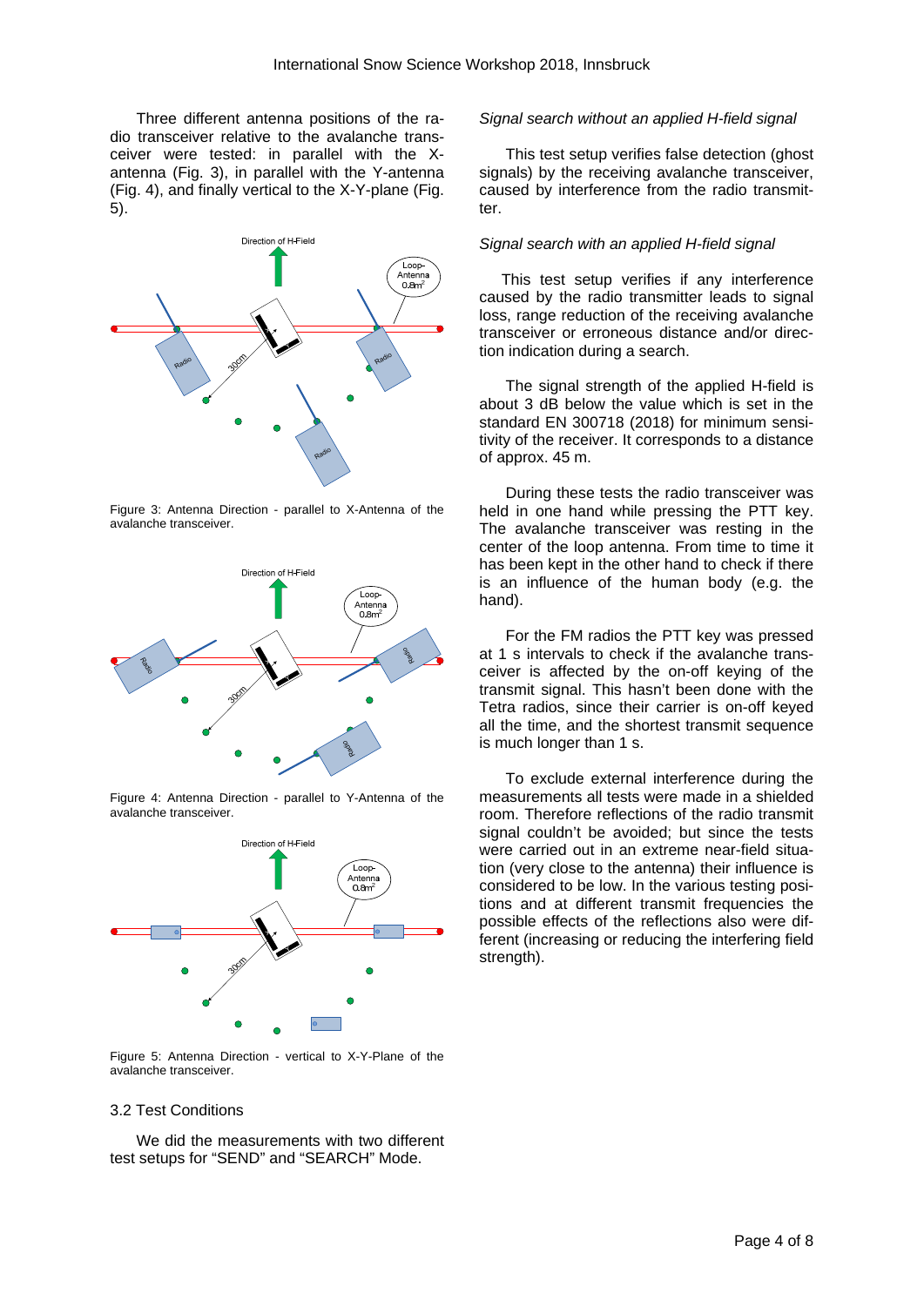Three different antenna positions of the radio transceiver relative to the avalanche transceiver were tested: in parallel with the X-antenna (Fig. 3), in parallel with the Y-antenna (Fig. 4), and finally vertical to the X-Y-plane (Fig. 5).

Figure 3: Antenna Direction - parallel to X-Antenna of the avalanche transceiver.

Figure 4: Antenna Direction - parallel to Y-Antenna of the avalanche transceiver.

Figure 5: Antenna Direction - vertical to X-Y-Plane of the avalanche transceiver.

### 3.2 Test Conditions

We did the measurements with two different test setups for "SEND" and "SEARCH" Mode.

*Signal search without an applied H-field signal*

This test setup verifies false detection (ghost signals) by the receiving avalanche transceiver, caused by interference from the radio transmitter.

*Signal search with an applied H-field signal*

This test setup verifies if any interference caused by the radio transmitter leads to signal loss, range reduction of the receiving avalanche transceiver or erroneous distance and/or direction indication during a search.

The signal strength of the applied H-field is about 3 dB below the value which is set in the standard EN 300718 (2018) for minimum sensitivity of the receiver. It corresponds to a distance of approx. 45 m.

During these tests the radio transceiver was held in one hand while pressing the PTT key. The avalanche transceiver was resting in the center of the loop antenna. From time to time it has been kept in the other hand to check if there is an influence of the human body (e.g. the hand).

For the FM radios the PTT key was pressed at 1 s intervals to check if the avalanche transceiver is affected by the on-off keying of the transmit signal. This hasn't been done with the Tetra radios, since their carrier is on-off keyed all the time, and the shortest transmit sequence is much longer than 1 s.

To exclude external interference during the measurements all tests were made in a shielded room. Therefore reflections of the radio transmit signal couldn't be avoided; but since the tests were carried out in an extreme near-field situation (very close to the antenna) their influence is considered to be low. In the various testing positions and at different transmit frequencies the possible effects of the reflections also were different (increasing or reducing the interfering field strength).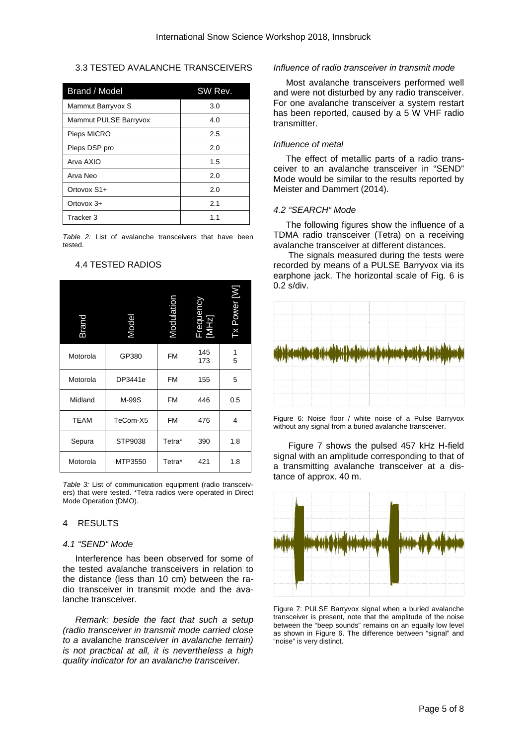### 3.3 TESTED AVALANCHE TRANSCEIVERS

| Brand / Model | SW Rev. |
| --- | --- |
| Mammut Barryvox S | 3.0 |
| Mammut PULSE Barryvox | 4.0 |
| Pieps MICRO | 2.5 |
| Pieps DSP pro | 2.0 |
| Arva AXIO | 1.5 |
| Arva Neo | 2.0 |
| Ortovox S1+ | 2.0 |
| Ortovox 3+ | 2.1 |
| Tracker 3 | 1.1 |

*Table 2:* List of avalanche transceivers that have been tested.

### 4.4 TESTED RADIOS

| Brand | Model | Modulation | Frequency [MHz] | Tx Power [W] |
| --- | --- | --- | --- | --- |
| Motorola | GP380 | FM | 145<br>173 | 1<br>5 |
| Motorola | DP3441e | FM | 155 | 5 |
| Midland | M-99S | FM | 446 | 0.5 |
| TEAM | TeCom-X5 | FM | 476 | 4 |
| Sepura | STP9038 | Tetra* | 390 | 1.8 |
| Motorola | MTP3550 | Tetra* | 421 | 1.8 |

*Table 3:* List of communication equipment (radio transceivers) that were tested. *Tetra radios were operated in Direct Mode Operation (DMO).

## 4 RESULTS

### *4.1 "SEND" Mode*

Interference has been observed for some of the tested avalanche transceivers in relation to the distance (less than 10 cm) between the radio transceiver in transmit mode and the avalanche transceiver.

*Remark: beside the fact that such a setup (radio transceiver in transmit mode carried close to a* avalanche *transceiver in avalanche terrain) is not practical at all, it is nevertheless a high quality indicator for an avalanche transceiver.*

*Influence of radio transceiver in transmit mode*

Most avalanche transceivers performed well and were not disturbed by any radio transceiver. For one avalanche transceiver a system restart has been reported, caused by a 5 W VHF radio transmitter.

*Influence of metal*

The effect of metallic parts of a radio transceiver to an avalanche transceiver in "SEND" Mode would be similar to the results reported by Meister and Dammert (2014).

### *4.2 "SEARCH" Mode*

The following figures show the influence of a TDMA radio transceiver (Tetra) on a receiving avalanche transceiver at different distances.

The signals measured during the tests were recorded by means of a PULSE Barryvox via its earphone jack. The horizontal scale of Fig. 6 is 0.2 s/div.

Figure 6: Noise floor / white noise of a Pulse Barryvox without any signal from a buried avalanche transceiver.

Figure 7 shows the pulsed 457 kHz H-field signal with an amplitude corresponding to that of a transmitting avalanche transceiver at a distance of approx. 40 m.

Figure 7: PULSE Barryvox signal when a buried avalanche transceiver is present, note that the amplitude of the noise between the "beep sounds" remains on an equally low level as shown in Figure 6. The difference between "signal" and "noise" is very distinct.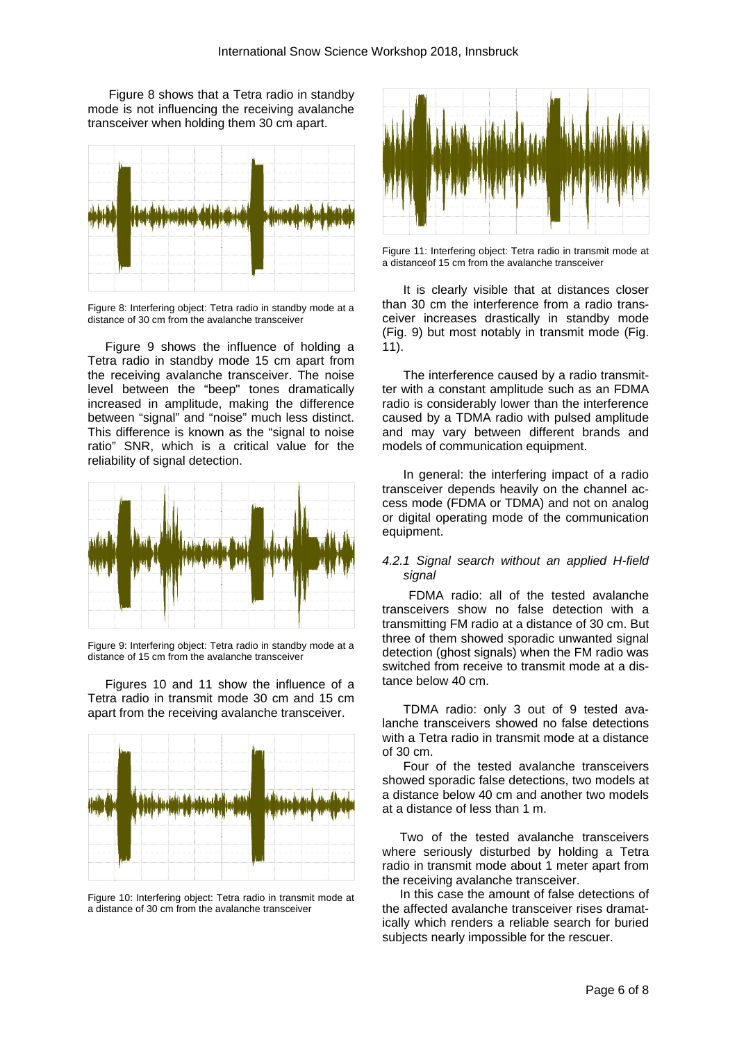Figure 8 shows that a Tetra radio in standby mode is not influencing the receiving avalanche transceiver when holding them 30 cm apart.

Figure 8: Interfering object: Tetra radio in standby mode at a distance of 30 cm from the avalanche transceiver

Figure 9 shows the influence of holding a Tetra radio in standby mode 15 cm apart from the receiving avalanche transceiver. The noise level between the "beep" tones dramatically increased in amplitude, making the difference between "signal" and "noise" much less distinct. This difference is known as the "signal to noise ratio" SNR, which is a critical value for the reliability of signal detection.

Figure 9: Interfering object: Tetra radio in standby mode at a distance of 15 cm from the avalanche transceiver

Figures 10 and 11 show the influence of a Tetra radio in transmit mode 30 cm and 15 cm apart from the receiving avalanche transceiver.

Figure 10: Interfering object: Tetra radio in transmit mode at a distance of 30 cm from the avalanche transceiver

Figure 11: Interfering object: Tetra radio in transmit mode at a distanceof 15 cm from the avalanche transceiver

It is clearly visible that at distances closer than 30 cm the interference from a radio transceiver increases drastically in standby mode (Fig. 9) but most notably in transmit mode (Fig. 11).

The interference caused by a radio transmitter with a constant amplitude such as an FDMA radio is considerably lower than the interference caused by a TDMA radio with pulsed amplitude and may vary between different brands and models of communication equipment.

In general: the interfering impact of a radio transceiver depends heavily on the channel access mode (FDMA or TDMA) and not on analog or digital operating mode of the communication equipment.

#### *4.2.1 Signal search without an applied H-field signal*

FDMA radio: all of the tested avalanche transceivers show no false detection with a transmitting FM radio at a distance of 30 cm. But three of them showed sporadic unwanted signal detection (ghost signals) when the FM radio was switched from receive to transmit mode at a distance below 40 cm.

TDMA radio: only 3 out of 9 tested avalanche transceivers showed no false detections with a Tetra radio in transmit mode at a distance of 30 cm.

Four of the tested avalanche transceivers showed sporadic false detections, two models at a distance below 40 cm and another two models at a distance of less than 1 m.

Two of the tested avalanche transceivers where seriously disturbed by holding a Tetra radio in transmit mode about 1 meter apart from the receiving avalanche transceiver.

In this case the amount of false detections of the affected avalanche transceiver rises dramatically which renders a reliable search for buried subjects nearly impossible for the rescuer.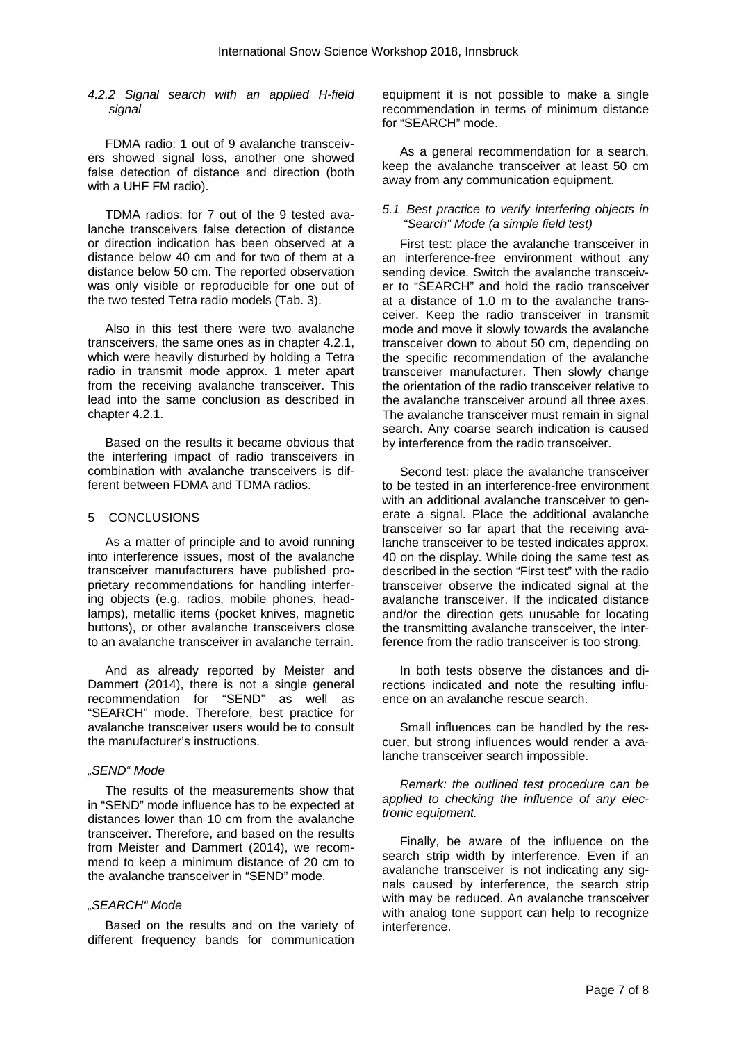#### 4.2.2 Signal search with an applied H-field signal

FDMA radio: 1 out of 9 avalanche transceivers showed signal loss, another one showed false detection of distance and direction (both with a UHF FM radio).

TDMA radios: for 7 out of the 9 tested avalanche transceivers false detection of distance or direction indication has been observed at a distance below 40 cm and for two of them at a distance below 50 cm. The reported observation was only visible or reproducible for one out of the two tested Tetra radio models (Tab. 3).

Also in this test there were two avalanche transceivers, the same ones as in chapter 4.2.1, which were heavily disturbed by holding a Tetra radio in transmit mode approx. 1 meter apart from the receiving avalanche transceiver. This lead into the same conclusion as described in chapter 4.2.1.

Based on the results it became obvious that the interfering impact of radio transceivers in combination with avalanche transceivers is different between FDMA and TDMA radios.

## 5 CONCLUSIONS

As a matter of principle and to avoid running into interference issues, most of the avalanche transceiver manufacturers have published proprietary recommendations for handling interfering objects (e.g. radios, mobile phones, headlamps), metallic items (pocket knives, magnetic buttons), or other avalanche transceivers close to an avalanche transceiver in avalanche terrain.

And as already reported by Meister and Dammert (2014), there is not a single general recommendation for "SEND" as well as "SEARCH" mode. Therefore, best practice for avalanche transceiver users would be to consult the manufacturer's instructions.

*„SEND" Mode*

The results of the measurements show that in "SEND" mode influence has to be expected at distances lower than 10 cm from the avalanche transceiver. Therefore, and based on the results from Meister and Dammert (2014), we recommend to keep a minimum distance of 20 cm to the avalanche transceiver in "SEND" mode.

*„SEARCH" Mode*

Based on the results and on the variety of different frequency bands for communication equipment it is not possible to make a single recommendation in terms of minimum distance for "SEARCH" mode.

As a general recommendation for a search, keep the avalanche transceiver at least 50 cm away from any communication equipment.

### 5.1 Best practice to verify interfering objects in "Search" Mode (a simple field test)

First test: place the avalanche transceiver in an interference-free environment without any sending device. Switch the avalanche transceiver to "SEARCH" and hold the radio transceiver at a distance of 1.0 m to the avalanche transceiver. Keep the radio transceiver in transmit mode and move it slowly towards the avalanche transceiver down to about 50 cm, depending on the specific recommendation of the avalanche transceiver manufacturer. Then slowly change the orientation of the radio transceiver relative to the avalanche transceiver around all three axes. The avalanche transceiver must remain in signal search. Any coarse search indication is caused by interference from the radio transceiver.

Second test: place the avalanche transceiver to be tested in an interference-free environment with an additional avalanche transceiver to generate a signal. Place the additional avalanche transceiver so far apart that the receiving avalanche transceiver to be tested indicates approx. 40 on the display. While doing the same test as described in the section "First test" with the radio transceiver observe the indicated signal at the avalanche transceiver. If the indicated distance and/or the direction gets unusable for locating the transmitting avalanche transceiver, the interference from the radio transceiver is too strong.

In both tests observe the distances and directions indicated and note the resulting influence on an avalanche rescue search.

Small influences can be handled by the rescuer, but strong influences would render a avalanche transceiver search impossible.

*Remark: the outlined test procedure can be applied to checking the influence of any electronic equipment.*

Finally, be aware of the influence on the search strip width by interference. Even if an avalanche transceiver is not indicating any signals caused by interference, the search strip with may be reduced. An avalanche transceiver with analog tone support can help to recognize interference.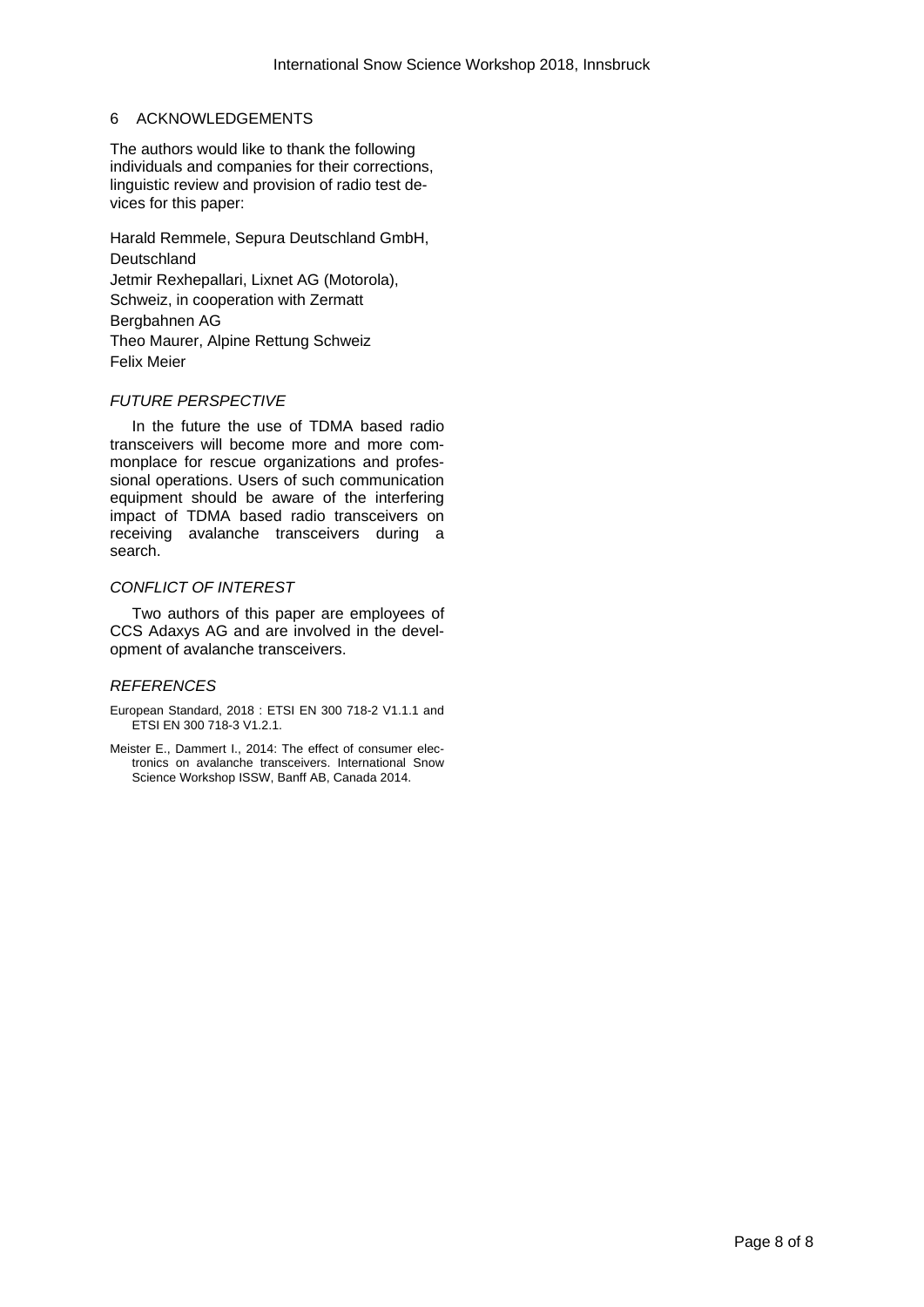## 6 ACKNOWLEDGEMENTS

The authors would like to thank the following individuals and companies for their corrections, linguistic review and provision of radio test devices for this paper:

Harald Remmele, Sepura Deutschland GmbH, Deutschland
Jetmir Rexhepallari, Lixnet AG (Motorola), Schweiz, in cooperation with Zermatt Bergbahnen AG
Theo Maurer, Alpine Rettung Schweiz
Felix Meier

### *FUTURE PERSPECTIVE*

In the future the use of TDMA based radio transceivers will become more and more commonplace for rescue organizations and professional operations. Users of such communication equipment should be aware of the interfering impact of TDMA based radio transceivers on receiving avalanche transceivers during a search.

### *CONFLICT OF INTEREST*

Two authors of this paper are employees of CCS Adaxys AG and are involved in the development of avalanche transceivers.

### *REFERENCES*

European Standard, 2018 : ETSI EN 300 718-2 V1.1.1 and ETSI EN 300 718-3 V1.2.1.

Meister E., Dammert I., 2014: The effect of consumer electronics on avalanche transceivers. International Snow Science Workshop ISSW, Banff AB, Canada 2014.